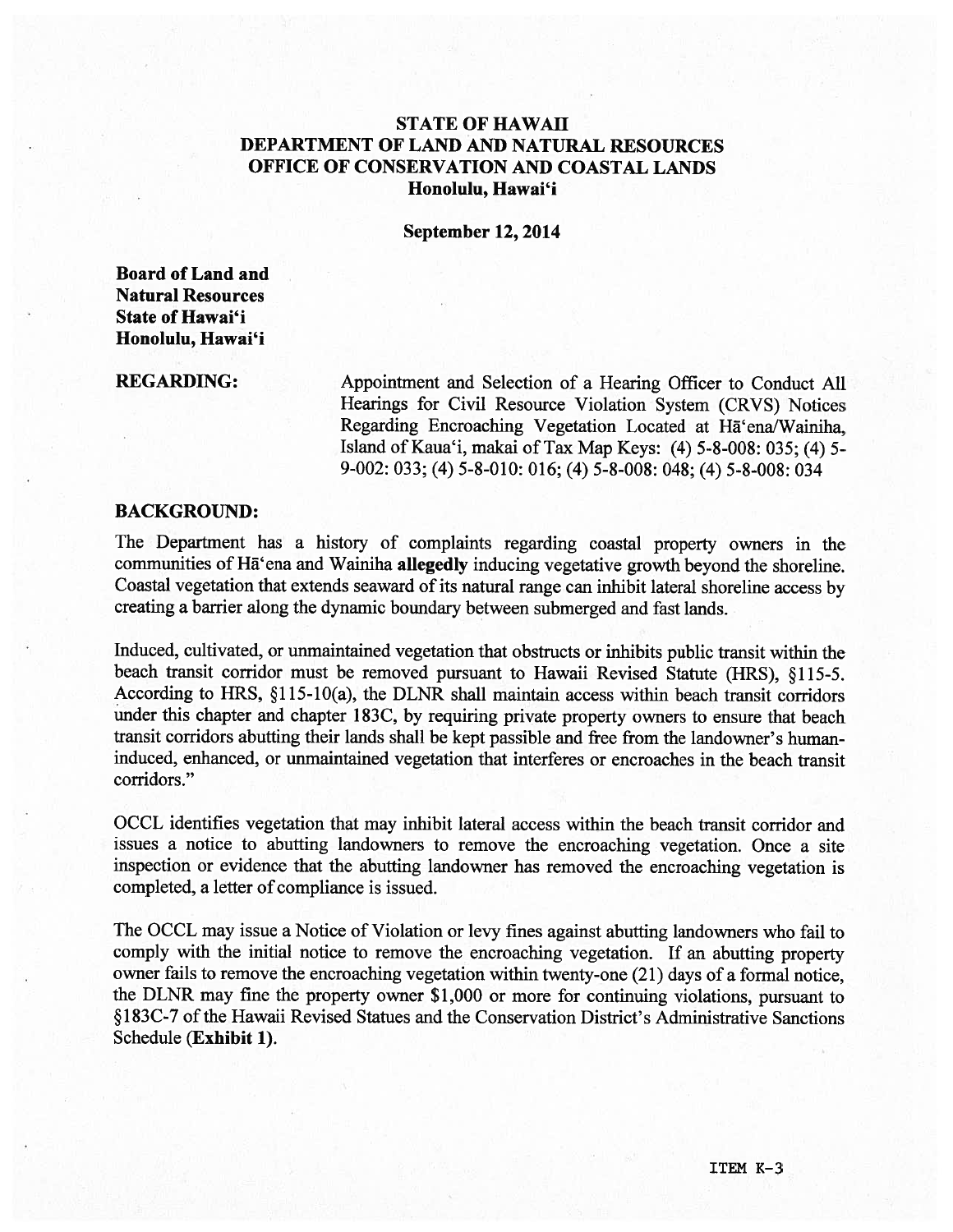**STATE OF HAWAII**
**DEPARTMENT OF LAND AND NATURAL RESOURCES**
**OFFICE OF CONSERVATION AND COASTAL LANDS**
**Honolulu, Hawai'i**

**September 12, 2014**

**Board of Land and Natural Resources**
**State of Hawai'i**
**Honolulu, Hawai'i**

**REGARDING:** Appointment and Selection of a Hearing Officer to Conduct All Hearings for Civil Resource Violation System (CRVS) Notices Regarding Encroaching Vegetation Located at Hā'ena/Wainiha, Island of Kaua'i, makai of Tax Map Keys: (4) 5-8-008: 035; (4) 5-9-002: 033; (4) 5-8-010: 016; (4) 5-8-008: 048; (4) 5-8-008: 034

## BACKGROUND:

The Department has a history of complaints regarding coastal property owners in the communities of Hā'ena and Wainiha **allegedly** inducing vegetative growth beyond the shoreline. Coastal vegetation that extends seaward of its natural range can inhibit lateral shoreline access by creating a barrier along the dynamic boundary between submerged and fast lands.

Induced, cultivated, or unmaintained vegetation that obstructs or inhibits public transit within the beach transit corridor must be removed pursuant to Hawaii Revised Statute (HRS), §115-5. According to HRS, §115-10(a), the DLNR shall maintain access within beach transit corridors under this chapter and chapter 183C, by requiring private property owners to ensure that beach transit corridors abutting their lands shall be kept passible and free from the landowner's human-induced, enhanced, or unmaintained vegetation that interferes or encroaches in the beach transit corridors."

OCCL identifies vegetation that may inhibit lateral access within the beach transit corridor and issues a notice to abutting landowners to remove the encroaching vegetation. Once a site inspection or evidence that the abutting landowner has removed the encroaching vegetation is completed, a letter of compliance is issued.

The OCCL may issue a Notice of Violation or levy fines against abutting landowners who fail to comply with the initial notice to remove the encroaching vegetation. If an abutting property owner fails to remove the encroaching vegetation within twenty-one (21) days of a formal notice, the DLNR may fine the property owner $1,000 or more for continuing violations, pursuant to §183C-7 of the Hawaii Revised Statues and the Conservation District's Administrative Sanctions Schedule (**Exhibit 1**).

ITEM K-3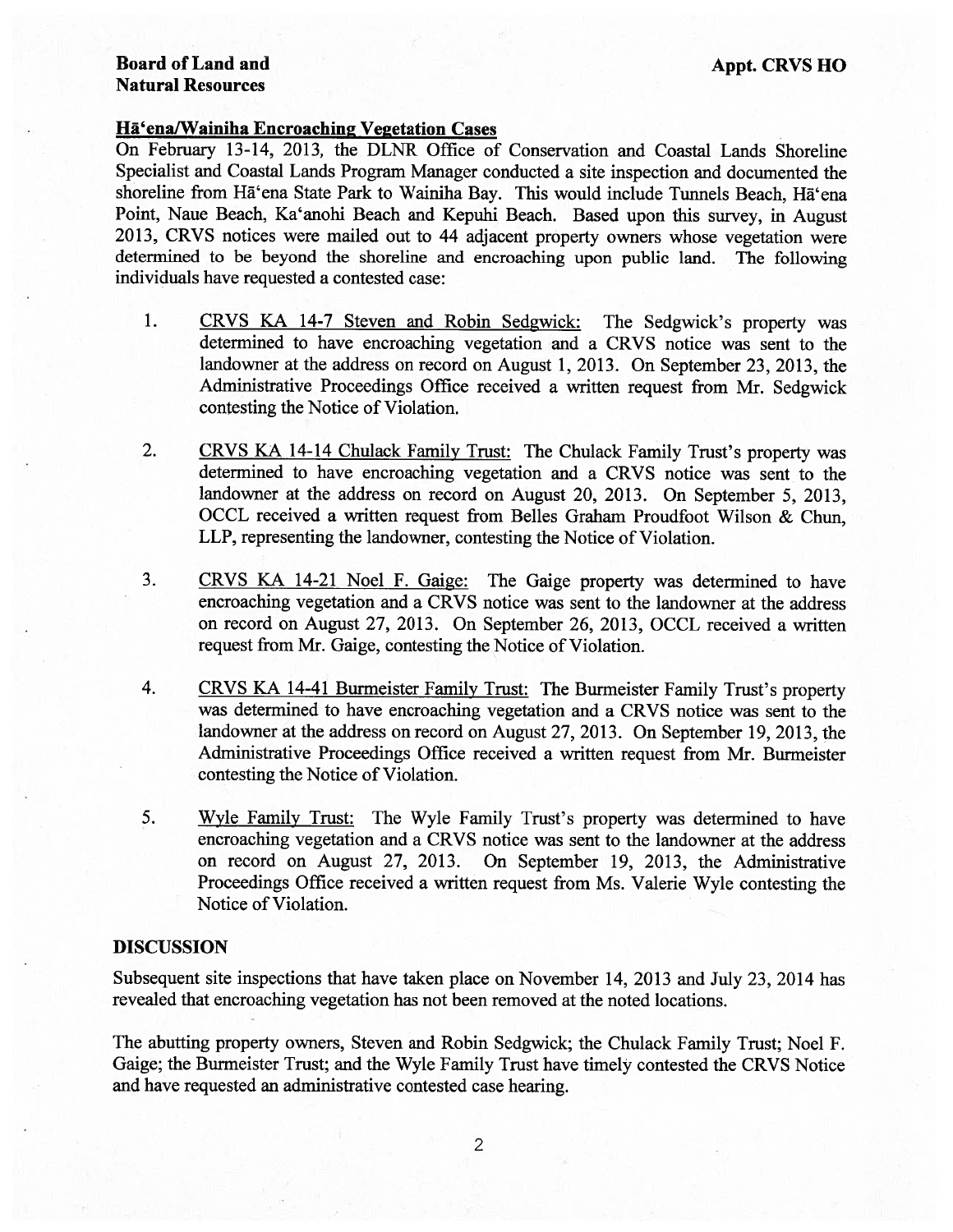## Hā'ena/Wainiha Encroaching Vegetation Cases

On February 13-14, 2013, the DLNR Office of Conservation and Coastal Lands Shoreline Specialist and Coastal Lands Program Manager conducted a site inspection and documented the shoreline from Hā'ena State Park to Wainiha Bay. This would include Tunnels Beach, Hā'ena Point, Naue Beach, Ka'anohi Beach and Kepuhi Beach. Based upon this survey, in August 2013, CRVS notices were mailed out to 44 adjacent property owners whose vegetation were determined to be beyond the shoreline and encroaching upon public land. The following individuals have requested a contested case:

1. CRVS KA 14-7 Steven and Robin Sedgwick: The Sedgwick's property was determined to have encroaching vegetation and a CRVS notice was sent to the landowner at the address on record on August 1, 2013. On September 23, 2013, the Administrative Proceedings Office received a written request from Mr. Sedgwick contesting the Notice of Violation.

2. CRVS KA 14-14 Chulack Family Trust: The Chulack Family Trust's property was determined to have encroaching vegetation and a CRVS notice was sent to the landowner at the address on record on August 20, 2013. On September 5, 2013, OCCL received a written request from Belles Graham Proudfoot Wilson & Chun, LLP, representing the landowner, contesting the Notice of Violation.

3. CRVS KA 14-21 Noel F. Gaige: The Gaige property was determined to have encroaching vegetation and a CRVS notice was sent to the landowner at the address on record on August 27, 2013. On September 26, 2013, OCCL received a written request from Mr. Gaige, contesting the Notice of Violation.

4. CRVS KA 14-41 Burmeister Family Trust: The Burmeister Family Trust's property was determined to have encroaching vegetation and a CRVS notice was sent to the landowner at the address on record on August 27, 2013. On September 19, 2013, the Administrative Proceedings Office received a written request from Mr. Burmeister contesting the Notice of Violation.

5. Wyle Family Trust: The Wyle Family Trust's property was determined to have encroaching vegetation and a CRVS notice was sent to the landowner at the address on record on August 27, 2013. On September 19, 2013, the Administrative Proceedings Office received a written request from Ms. Valerie Wyle contesting the Notice of Violation.

## DISCUSSION

Subsequent site inspections that have taken place on November 14, 2013 and July 23, 2014 has revealed that encroaching vegetation has not been removed at the noted locations.

The abutting property owners, Steven and Robin Sedgwick; the Chulack Family Trust; Noel F. Gaige; the Burmeister Trust; and the Wyle Family Trust have timely contested the CRVS Notice and have requested an administrative contested case hearing.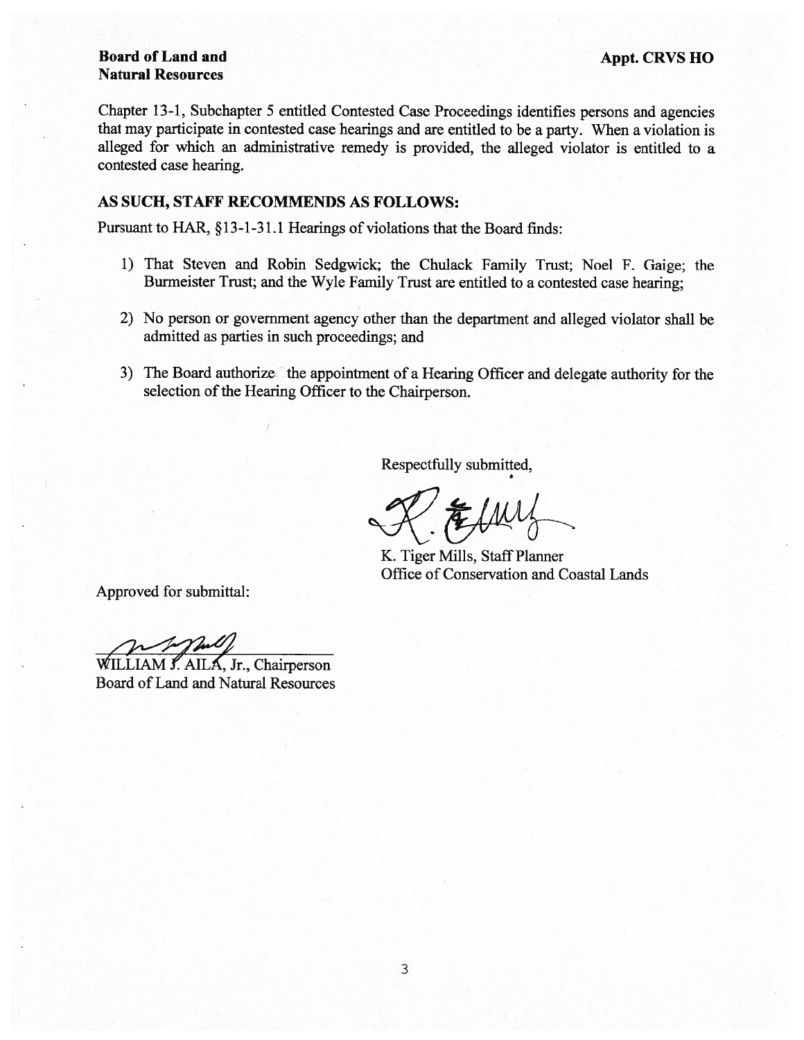**Board of Land and Natural Resources**

**Appt. CRVS HO**

Chapter 13-1, Subchapter 5 entitled Contested Case Proceedings identifies persons and agencies that may participate in contested case hearings and are entitled to be a party. When a violation is alleged for which an administrative remedy is provided, the alleged violator is entitled to a contested case hearing.

**AS SUCH, STAFF RECOMMENDS AS FOLLOWS:**

Pursuant to HAR, §13-1-31.1 Hearings of violations that the Board finds:

1) That Steven and Robin Sedgwick; the Chulack Family Trust; Noel F. Gaige; the Burmeister Trust; and the Wyle Family Trust are entitled to a contested case hearing;

2) No person or government agency other than the department and alleged violator shall be admitted as parties in such proceedings; and

3) The Board authorize the appointment of a Hearing Officer and delegate authority for the selection of the Hearing Officer to the Chairperson.

Respectfully submitted,

K. Tiger Mills, Staff Planner
Office of Conservation and Coastal Lands

Approved for submittal:

WILLIAM J. AILA, Jr., Chairperson
Board of Land and Natural Resources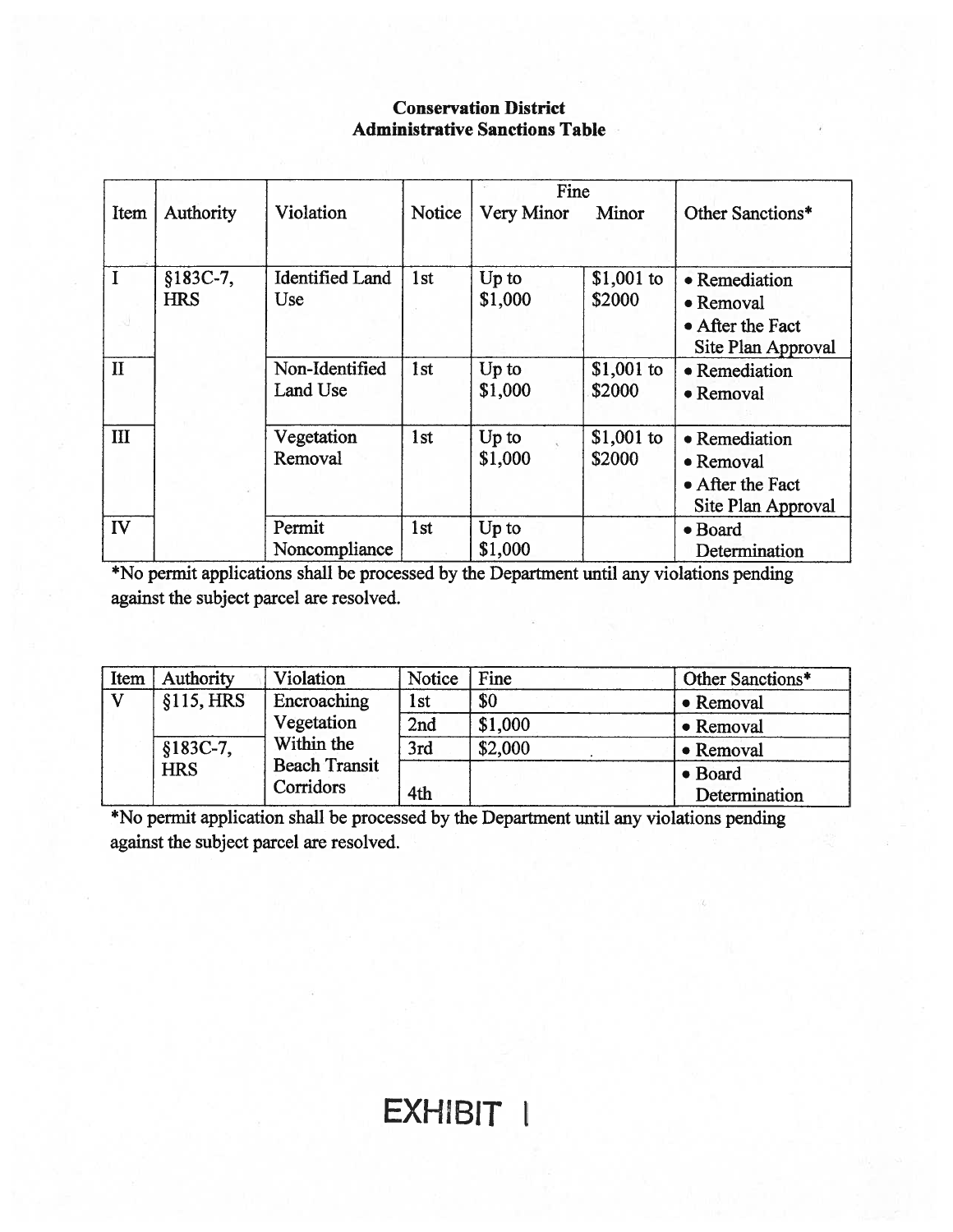## Conservation District
## Administrative Sanctions Table

| Item | Authority | Violation | Notice | Fine | | Other Sanctions* |
|---|---|---|---|---|---|---|
| | | | | Very Minor | Minor | |
| I | §183C-7, HRS | Identified Land Use | 1st | Up to $1,000 | $1,001 to $2000 | • Remediation<br>• Removal<br>• After the Fact Site Plan Approval |
| II | | Non-Identified Land Use | 1st | Up to $1,000 | $1,001 to $2000 | • Remediation<br>• Removal |
| III | | Vegetation Removal | 1st | Up to $1,000 | $1,001 to $2000 | • Remediation<br>• Removal<br>• After the Fact Site Plan Approval |
| IV | | Permit Noncompliance | 1st | Up to $1,000 | | • Board Determination |

*No permit applications shall be processed by the Department until any violations pending against the subject parcel are resolved.

| Item | Authority | Violation | Notice | Fine | Other Sanctions* |
|---|---|---|---|---|---|
| V | §115, HRS | Encroaching Vegetation Within the Beach Transit Corridors | 1st | $0 | • Removal |
| | | | 2nd | $1,000 | • Removal |
| | §183C-7, HRS | | 3rd | $2,000 | • Removal |
| | | | 4th | | • Board Determination |

*No permit application shall be processed by the Department until any violations pending against the subject parcel are resolved.

EXHIBIT I